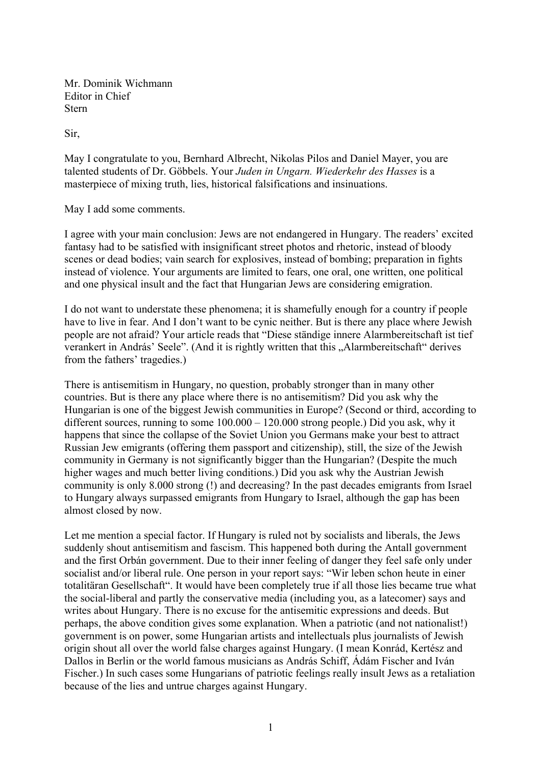Mr. Dominik Wichmann
Editor in Chief
Stern

Sir,

May I congratulate to you, Bernhard Albrecht, Nikolas Pilos and Daniel Mayer, you are talented students of Dr. Göbbels. Your *Juden in Ungarn. Wiederkehr des Hasses* is a masterpiece of mixing truth, lies, historical falsifications and insinuations.

May I add some comments.

I agree with your main conclusion: Jews are not endangered in Hungary. The readers' excited fantasy had to be satisfied with insignificant street photos and rhetoric, instead of bloody scenes or dead bodies; vain search for explosives, instead of bombing; preparation in fights instead of violence. Your arguments are limited to fears, one oral, one written, one political and one physical insult and the fact that Hungarian Jews are considering emigration.

I do not want to understate these phenomena; it is shamefully enough for a country if people have to live in fear. And I don't want to be cynic neither. But is there any place where Jewish people are not afraid? Your article reads that "Diese ständige innere Alarmbereitschaft ist tief verankert in András' Seele". (And it is rightly written that this „Alarmbereitschaft" derives from the fathers' tragedies.)

There is antisemitism in Hungary, no question, probably stronger than in many other countries. But is there any place where there is no antisemitism? Did you ask why the Hungarian is one of the biggest Jewish communities in Europe? (Second or third, according to different sources, running to some 100.000 – 120.000 strong people.) Did you ask, why it happens that since the collapse of the Soviet Union you Germans make your best to attract Russian Jew emigrants (offering them passport and citizenship), still, the size of the Jewish community in Germany is not significantly bigger than the Hungarian? (Despite the much higher wages and much better living conditions.) Did you ask why the Austrian Jewish community is only 8.000 strong (!) and decreasing? In the past decades emigrants from Israel to Hungary always surpassed emigrants from Hungary to Israel, although the gap has been almost closed by now.

Let me mention a special factor. If Hungary is ruled not by socialists and liberals, the Jews suddenly shout antisemitism and fascism. This happened both during the Antall government and the first Orbán government. Due to their inner feeling of danger they feel safe only under socialist and/or liberal rule. One person in your report says: "Wir leben schon heute in einer totalitären Gesellschaft". It would have been completely true if all those lies became true what the social-liberal and partly the conservative media (including you, as a latecomer) says and writes about Hungary. There is no excuse for the antisemitic expressions and deeds. But perhaps, the above condition gives some explanation. When a patriotic (and not nationalist!) government is on power, some Hungarian artists and intellectuals plus journalists of Jewish origin shout all over the world false charges against Hungary. (I mean Konrád, Kertész and Dallos in Berlin or the world famous musicians as András Schiff, Ádám Fischer and Iván Fischer.) In such cases some Hungarians of patriotic feelings really insult Jews as a retaliation because of the lies and untrue charges against Hungary.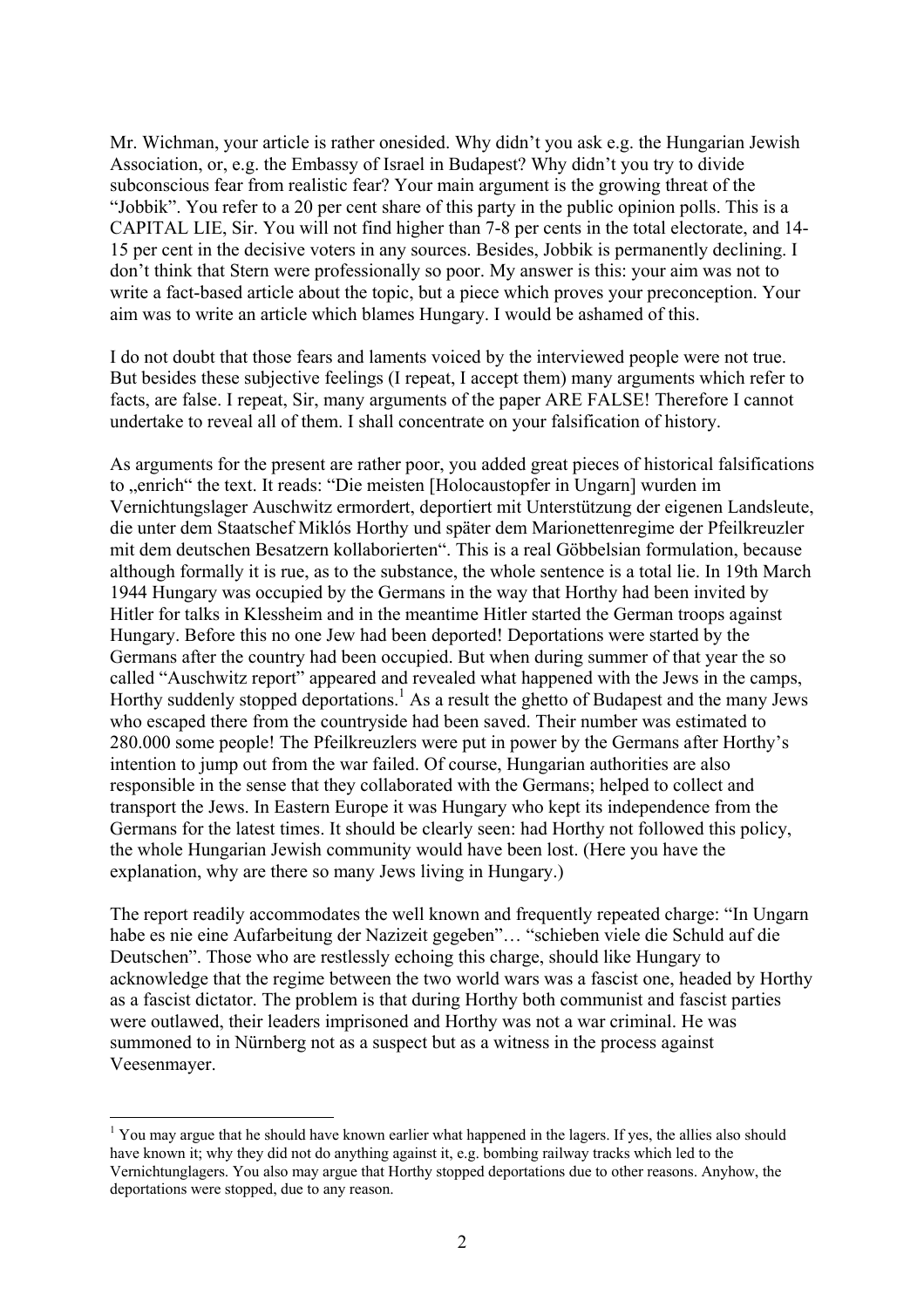Mr. Wichman, your article is rather onesided. Why didn't you ask e.g. the Hungarian Jewish Association, or, e.g. the Embassy of Israel in Budapest? Why didn't you try to divide subconscious fear from realistic fear? Your main argument is the growing threat of the "Jobbik". You refer to a 20 per cent share of this party in the public opinion polls. This is a CAPITAL LIE, Sir. You will not find higher than 7-8 per cents in the total electorate, and 14-15 per cent in the decisive voters in any sources. Besides, Jobbik is permanently declining. I don't think that Stern were professionally so poor. My answer is this: your aim was not to write a fact-based article about the topic, but a piece which proves your preconception. Your aim was to write an article which blames Hungary. I would be ashamed of this.

I do not doubt that those fears and laments voiced by the interviewed people were not true. But besides these subjective feelings (I repeat, I accept them) many arguments which refer to facts, are false. I repeat, Sir, many arguments of the paper ARE FALSE! Therefore I cannot undertake to reveal all of them. I shall concentrate on your falsification of history.

As arguments for the present are rather poor, you added great pieces of historical falsifications to „enrich" the text. It reads: "Die meisten [Holocaustopfer in Ungarn] wurden im Vernichtungslager Auschwitz ermordert, deportiert mit Unterstützung der eigenen Landsleute, die unter dem Staatschef Miklós Horthy und später dem Marionettenregime der Pfeilkreuzler mit dem deutschen Besatzern kollaborierten". This is a real Göbbelsian formulation, because although formally it is rue, as to the substance, the whole sentence is a total lie. In 19th March 1944 Hungary was occupied by the Germans in the way that Horthy had been invited by Hitler for talks in Klessheim and in the meantime Hitler started the German troops against Hungary. Before this no one Jew had been deported! Deportations were started by the Germans after the country had been occupied. But when during summer of that year the so called "Auschwitz report" appeared and revealed what happened with the Jews in the camps, Horthy suddenly stopped deportations.[1] As a result the ghetto of Budapest and the many Jews who escaped there from the countryside had been saved. Their number was estimated to 280.000 some people! The Pfeilkreuzlers were put in power by the Germans after Horthy's intention to jump out from the war failed. Of course, Hungarian authorities are also responsible in the sense that they collaborated with the Germans; helped to collect and transport the Jews. In Eastern Europe it was Hungary who kept its independence from the Germans for the latest times. It should be clearly seen: had Horthy not followed this policy, the whole Hungarian Jewish community would have been lost. (Here you have the explanation, why are there so many Jews living in Hungary.)

The report readily accommodates the well known and frequently repeated charge: "In Ungarn habe es nie eine Aufarbeitung der Nazizeit gegeben"… "schieben viele die Schuld auf die Deutschen". Those who are restlessly echoing this charge, should like Hungary to acknowledge that the regime between the two world wars was a fascist one, headed by Horthy as a fascist dictator. The problem is that during Horthy both communist and fascist parties were outlawed, their leaders imprisoned and Horthy was not a war criminal. He was summoned to in Nürnberg not as a suspect but as a witness in the process against Veesenmayer.

---

[1] You may argue that he should have known earlier what happened in the lagers. If yes, the allies also should have known it; why they did not do anything against it, e.g. bombing railway tracks which led to the Vernichtunglagers. You also may argue that Horthy stopped deportations due to other reasons. Anyhow, the deportations were stopped, due to any reason.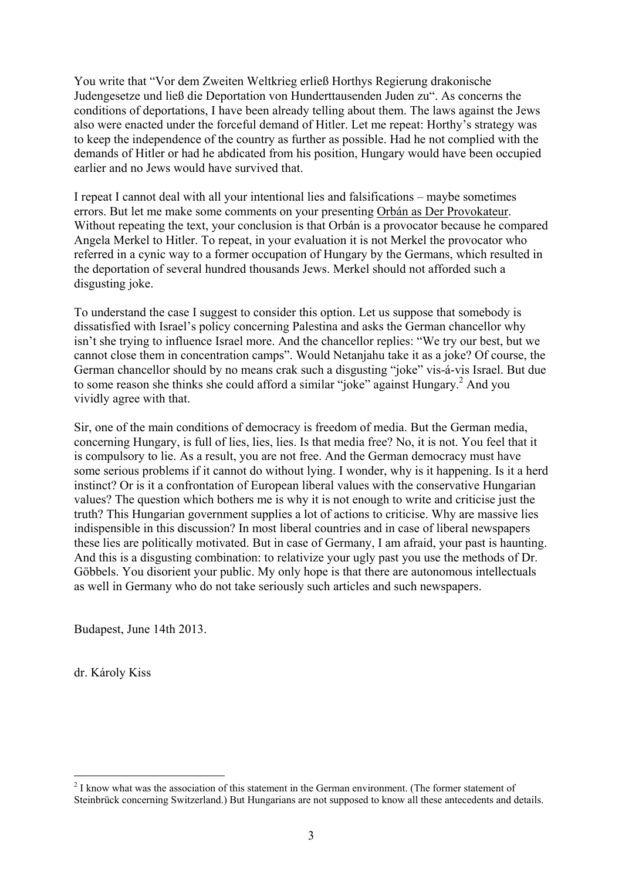You write that "Vor dem Zweiten Weltkrieg erließ Horthys Regierung drakonische Judengesetze und ließ die Deportation von Hunderttausenden Juden zu". As concerns the conditions of deportations, I have been already telling about them. The laws against the Jews also were enacted under the forceful demand of Hitler. Let me repeat: Horthy's strategy was to keep the independence of the country as further as possible. Had he not complied with the demands of Hitler or had he abdicated from his position, Hungary would have been occupied earlier and no Jews would have survived that.

I repeat I cannot deal with all your intentional lies and falsifications – maybe sometimes errors. But let me make some comments on your presenting Orbán as Der Provokateur. Without repeating the text, your conclusion is that Orbán is a provocator because he compared Angela Merkel to Hitler. To repeat, in your evaluation it is not Merkel the provocator who referred in a cynic way to a former occupation of Hungary by the Germans, which resulted in the deportation of several hundred thousands Jews. Merkel should not afforded such a disgusting joke.

To understand the case I suggest to consider this option. Let us suppose that somebody is dissatisfied with Israel's policy concerning Palestina and asks the German chancellor why isn't she trying to influence Israel more. And the chancellor replies: "We try our best, but we cannot close them in concentration camps". Would Netanjahu take it as a joke? Of course, the German chancellor should by no means crak such a disgusting "joke" vis-á-vis Israel. But due to some reason she thinks she could afford a similar "joke" against Hungary.[2] And you vividly agree with that.

Sir, one of the main conditions of democracy is freedom of media. But the German media, concerning Hungary, is full of lies, lies, lies. Is that media free? No, it is not. You feel that it is compulsory to lie. As a result, you are not free. And the German democracy must have some serious problems if it cannot do without lying. I wonder, why is it happening. Is it a herd instinct? Or is it a confrontation of European liberal values with the conservative Hungarian values? The question which bothers me is why it is not enough to write and criticise just the truth? This Hungarian government supplies a lot of actions to criticise. Why are massive lies indispensible in this discussion? In most liberal countries and in case of liberal newspapers these lies are politically motivated. But in case of Germany, I am afraid, your past is haunting. And this is a disgusting combination: to relativize your ugly past you use the methods of Dr. Göbbels. You disorient your public. My only hope is that there are autonomous intellectuals as well in Germany who do not take seriously such articles and such newspapers.

Budapest, June 14th 2013.

dr. Károly Kiss

---

[2] I know what was the association of this statement in the German environment. (The former statement of Steinbrück concerning Switzerland.) But Hungarians are not supposed to know all these antecedents and details.